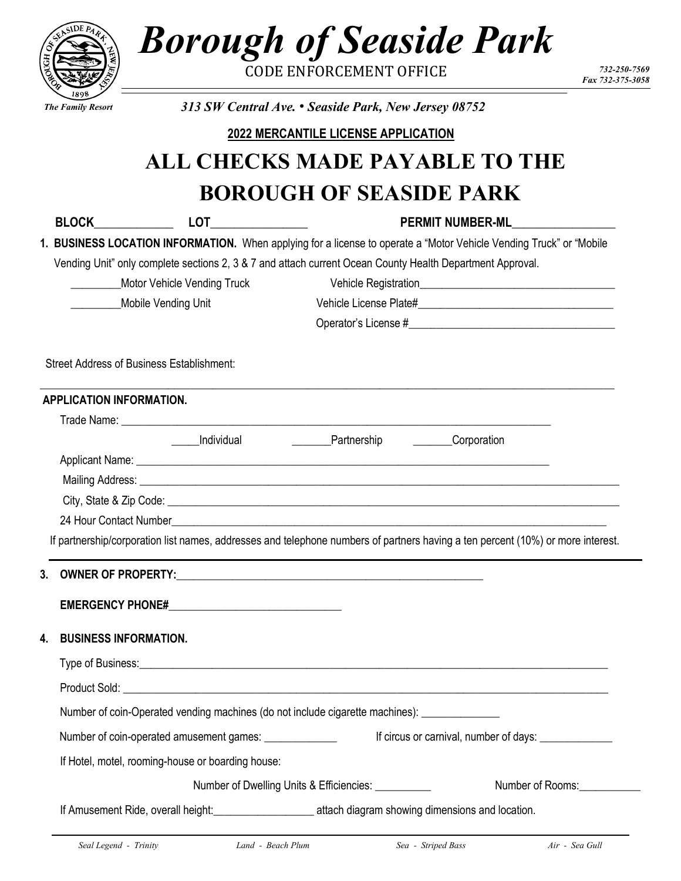# Borough of Seaside Park

CODE ENFORCEMENT OFFICE

732-250-7569
Fax 732-375-3058

*The Family Resort*

*313 SW Central Ave. • Seaside Park, New Jersey 08752*

**2022 MERCANTILE LICENSE APPLICATION**

## ALL CHECKS MADE PAYABLE TO THE BOROUGH OF SEASIDE PARK

**BLOCK**\_\_\_\_\_\_\_\_\_\_\_\_\_ **LOT**\_\_\_\_\_\_\_\_\_\_\_\_\_\_\_\_ **PERMIT NUMBER-ML**\_\_\_\_\_\_\_\_\_\_\_\_\_\_\_\_\_

**1. BUSINESS LOCATION INFORMATION.** When applying for a license to operate a "Motor Vehicle Vending Truck" or "Mobile Vending Unit" only complete sections 2, 3 & 7 and attach current Ocean County Health Department Approval.

\_\_\_\_\_\_\_\_\_Motor Vehicle Vending Truck Vehicle Registration\_\_\_\_\_\_\_\_\_\_\_\_\_\_\_\_\_\_\_\_\_\_\_\_\_\_\_\_\_\_\_\_\_\_

\_\_\_\_\_\_\_\_\_Mobile Vending Unit Vehicle License Plate#\_\_\_\_\_\_\_\_\_\_\_\_\_\_\_\_\_\_\_\_\_\_\_\_\_\_\_\_\_\_\_\_\_\_

Operator's License #\_\_\_\_\_\_\_\_\_\_\_\_\_\_\_\_\_\_\_\_\_\_\_\_\_\_\_\_\_\_\_\_\_\_\_\_

Street Address of Business Establishment:

\_\_\_\_\_\_\_\_\_\_\_\_\_\_\_\_\_\_\_\_\_\_\_\_\_\_\_\_\_\_\_\_\_\_\_\_\_\_\_\_\_\_\_\_\_\_\_\_\_\_\_\_\_\_\_\_\_\_\_\_\_\_\_\_\_\_\_\_\_\_\_\_\_\_\_\_\_\_\_\_\_\_\_\_\_\_\_\_

**APPLICATION INFORMATION.**

Trade Name: \_\_\_\_\_\_\_\_\_\_\_\_\_\_\_\_\_\_\_\_\_\_\_\_\_\_\_\_\_\_\_\_\_\_\_\_\_\_\_\_\_\_\_\_\_\_\_\_\_\_\_\_\_\_\_\_\_\_\_\_\_\_\_\_\_\_\_\_\_\_\_\_\_\_

\_\_\_\_\_Individual \_\_\_\_\_\_\_Partnership \_\_\_\_\_\_\_Corporation

Applicant Name: \_\_\_\_\_\_\_\_\_\_\_\_\_\_\_\_\_\_\_\_\_\_\_\_\_\_\_\_\_\_\_\_\_\_\_\_\_\_\_\_\_\_\_\_\_\_\_\_\_\_\_\_\_\_\_\_\_\_\_\_\_\_\_\_\_\_\_\_\_\_\_

Mailing Address: \_\_\_\_\_\_\_\_\_\_\_\_\_\_\_\_\_\_\_\_\_\_\_\_\_\_\_\_\_\_\_\_\_\_\_\_\_\_\_\_\_\_\_\_\_\_\_\_\_\_\_\_\_\_\_\_\_\_\_\_\_\_\_\_\_\_\_\_\_\_\_\_\_\_\_\_\_\_

City, State & Zip Code: \_\_\_\_\_\_\_\_\_\_\_\_\_\_\_\_\_\_\_\_\_\_\_\_\_\_\_\_\_\_\_\_\_\_\_\_\_\_\_\_\_\_\_\_\_\_\_\_\_\_\_\_\_\_\_\_\_\_\_\_\_\_\_\_\_\_\_\_\_\_\_\_\_\_

24 Hour Contact Number\_\_\_\_\_\_\_\_\_\_\_\_\_\_\_\_\_\_\_\_\_\_\_\_\_\_\_\_\_\_\_\_\_\_\_\_\_\_\_\_\_\_\_\_\_\_\_\_\_\_\_\_\_\_\_\_\_\_\_\_\_\_\_\_\_\_\_\_\_\_\_\_

If partnership/corporation list names, addresses and telephone numbers of partners having a ten percent (10%) or more interest.

**3. OWNER OF PROPERTY:**\_\_\_\_\_\_\_\_\_\_\_\_\_\_\_\_\_\_\_\_\_\_\_\_\_\_\_\_\_\_\_\_\_\_\_\_\_\_\_\_\_\_\_\_\_\_\_\_\_\_\_\_\_\_\_\_

**EMERGENCY PHONE#**\_\_\_\_\_\_\_\_\_\_\_\_\_\_\_\_\_\_\_\_\_\_\_\_\_\_\_\_\_\_\_

**4. BUSINESS INFORMATION.**

Type of Business:\_\_\_\_\_\_\_\_\_\_\_\_\_\_\_\_\_\_\_\_\_\_\_\_\_\_\_\_\_\_\_\_\_\_\_\_\_\_\_\_\_\_\_\_\_\_\_\_\_\_\_\_\_\_\_\_\_\_\_\_\_\_\_\_\_\_\_\_\_\_\_\_\_\_\_\_\_\_

Product Sold: \_\_\_\_\_\_\_\_\_\_\_\_\_\_\_\_\_\_\_\_\_\_\_\_\_\_\_\_\_\_\_\_\_\_\_\_\_\_\_\_\_\_\_\_\_\_\_\_\_\_\_\_\_\_\_\_\_\_\_\_\_\_\_\_\_\_\_\_\_\_\_\_\_\_\_\_\_\_\_\_

Number of coin-Operated vending machines (do not include cigarette machines): \_\_\_\_\_\_\_\_\_\_\_\_\_\_

Number of coin-operated amusement games: \_\_\_\_\_\_\_\_\_\_\_\_\_ If circus or carnival, number of days: \_\_\_\_\_\_\_\_\_\_\_\_\_

If Hotel, motel, rooming-house or boarding house:

Number of Dwelling Units & Efficiencies: \_\_\_\_\_\_\_\_\_\_ Number of Rooms:\_\_\_\_\_\_\_\_\_\_\_

If Amusement Ride, overall height:\_\_\_\_\_\_\_\_\_\_\_\_\_\_\_\_\_\_ attach diagram showing dimensions and location.

*Seal Legend - Trinity* *Land - Beach Plum* *Sea - Striped Bass* *Air - Sea Gull*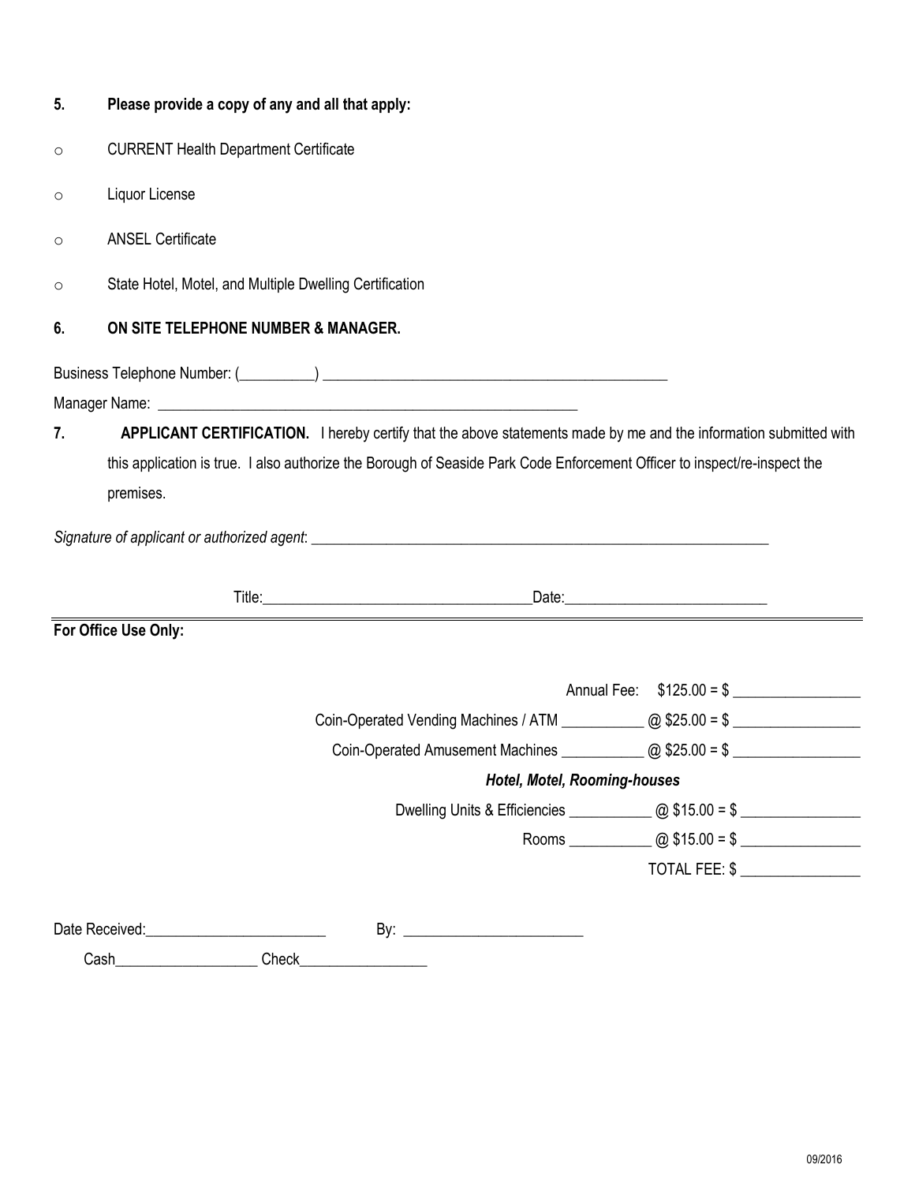**5. Please provide a copy of any and all that apply:**

- o CURRENT Health Department Certificate
- o Liquor License
- o ANSEL Certificate
- o State Hotel, Motel, and Multiple Dwelling Certification

**6. ON SITE TELEPHONE NUMBER & MANAGER.**

Business Telephone Number: (__________) ______________________________________________

Manager Name: ___________________________________________________________

**7. APPLICANT CERTIFICATION.** I hereby certify that the above statements made by me and the information submitted with this application is true. I also authorize the Borough of Seaside Park Code Enforcement Officer to inspect/re-inspect the premises.

*Signature of applicant or authorized agent*: ______________________________________________________________

Title:___________________________________Date:___________________________

---

**For Office Use Only:**

Annual Fee: $125.00 = $ _________________

Coin-Operated Vending Machines / ATM ___________ @ $25.00 = $ _________________

Coin-Operated Amusement Machines ___________ @ $25.00 = $ _________________

***Hotel, Motel, Rooming-houses***

Dwelling Units & Efficiencies ___________ @ $15.00 = $ ________________

Rooms ___________ @ $15.00 = $ ________________

TOTAL FEE: $ ________________

Date Received:________________________ By: ________________________

Cash___________________ Check_________________

09/2016